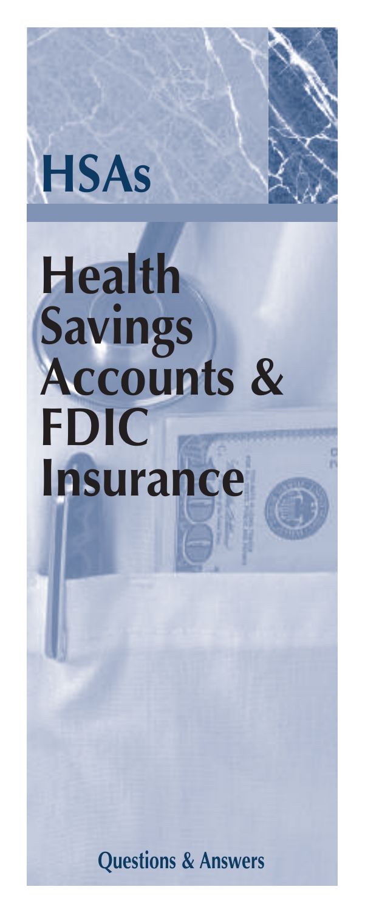# HSAs

# Health Savings Accounts & FDIC Insurance

## Questions & Answers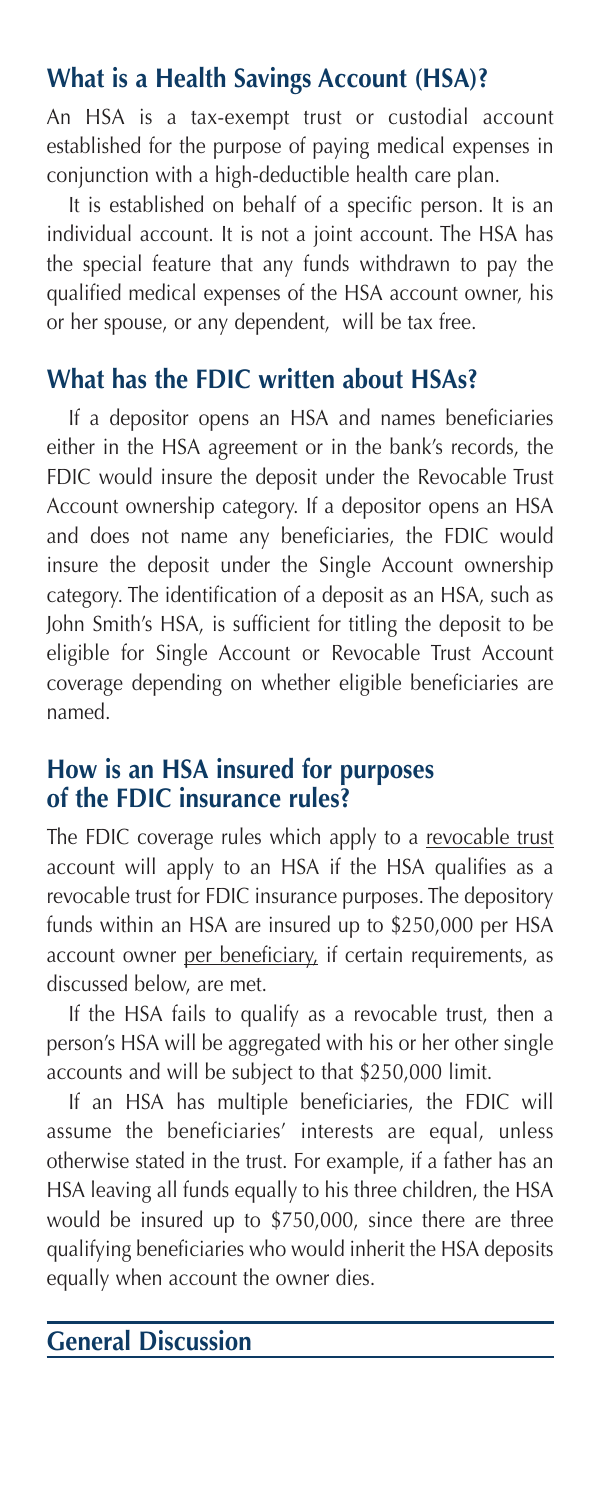## What is a Health Savings Account (HSA)?

An HSA is a tax-exempt trust or custodial account established for the purpose of paying medical expenses in conjunction with a high-deductible health care plan.

It is established on behalf of a specific person. It is an individual account. It is not a joint account. The HSA has the special feature that any funds withdrawn to pay the qualified medical expenses of the HSA account owner, his or her spouse, or any dependent, will be tax free.

## What has the FDIC written about HSAs?

If a depositor opens an HSA and names beneficiaries either in the HSA agreement or in the bank's records, the FDIC would insure the deposit under the Revocable Trust Account ownership category. If a depositor opens an HSA and does not name any beneficiaries, the FDIC would insure the deposit under the Single Account ownership category. The identification of a deposit as an HSA, such as John Smith's HSA, is sufficient for titling the deposit to be eligible for Single Account or Revocable Trust Account coverage depending on whether eligible beneficiaries are named.

## How is an HSA insured for purposes of the FDIC insurance rules?

The FDIC coverage rules which apply to a revocable trust account will apply to an HSA if the HSA qualifies as a revocable trust for FDIC insurance purposes. The depository funds within an HSA are insured up to $250,000 per HSA account owner per beneficiary, if certain requirements, as discussed below, are met.

If the HSA fails to qualify as a revocable trust, then a person's HSA will be aggregated with his or her other single accounts and will be subject to that $250,000 limit.

If an HSA has multiple beneficiaries, the FDIC will assume the beneficiaries' interests are equal, unless otherwise stated in the trust. For example, if a father has an HSA leaving all funds equally to his three children, the HSA would be insured up to $750,000, since there are three qualifying beneficiaries who would inherit the HSA deposits equally when account the owner dies.

## General Discussion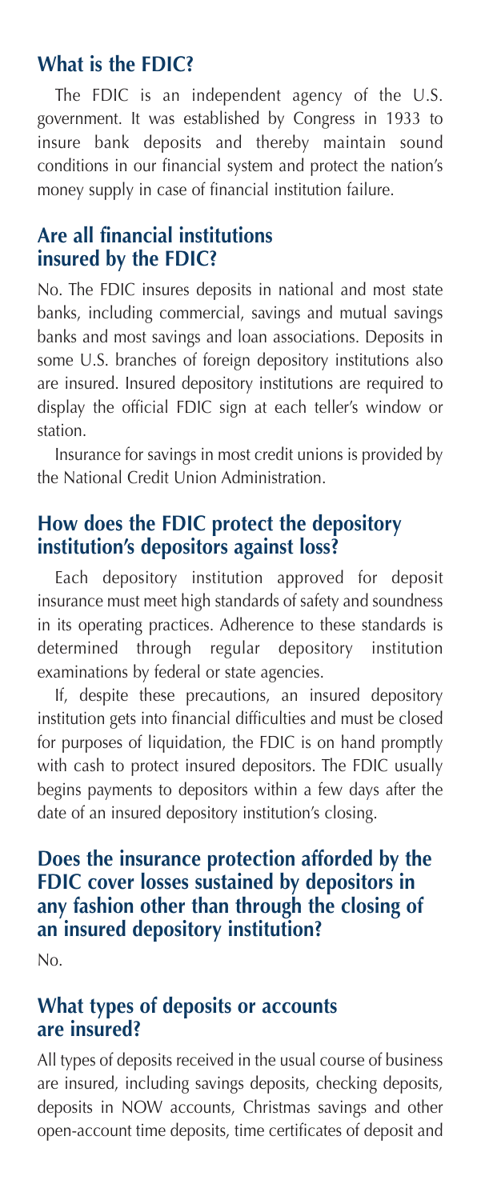## What is the FDIC?

The FDIC is an independent agency of the U.S. government. It was established by Congress in 1933 to insure bank deposits and thereby maintain sound conditions in our financial system and protect the nation's money supply in case of financial institution failure.

## Are all financial institutions insured by the FDIC?

No. The FDIC insures deposits in national and most state banks, including commercial, savings and mutual savings banks and most savings and loan associations. Deposits in some U.S. branches of foreign depository institutions also are insured. Insured depository institutions are required to display the official FDIC sign at each teller's window or station.

Insurance for savings in most credit unions is provided by the National Credit Union Administration.

## How does the FDIC protect the depository institution's depositors against loss?

Each depository institution approved for deposit insurance must meet high standards of safety and soundness in its operating practices. Adherence to these standards is determined through regular depository institution examinations by federal or state agencies.

If, despite these precautions, an insured depository institution gets into financial difficulties and must be closed for purposes of liquidation, the FDIC is on hand promptly with cash to protect insured depositors. The FDIC usually begins payments to depositors within a few days after the date of an insured depository institution's closing.

## Does the insurance protection afforded by the FDIC cover losses sustained by depositors in any fashion other than through the closing of an insured depository institution?

No.

## What types of deposits or accounts are insured?

All types of deposits received in the usual course of business are insured, including savings deposits, checking deposits, deposits in NOW accounts, Christmas savings and other open-account time deposits, time certificates of deposit and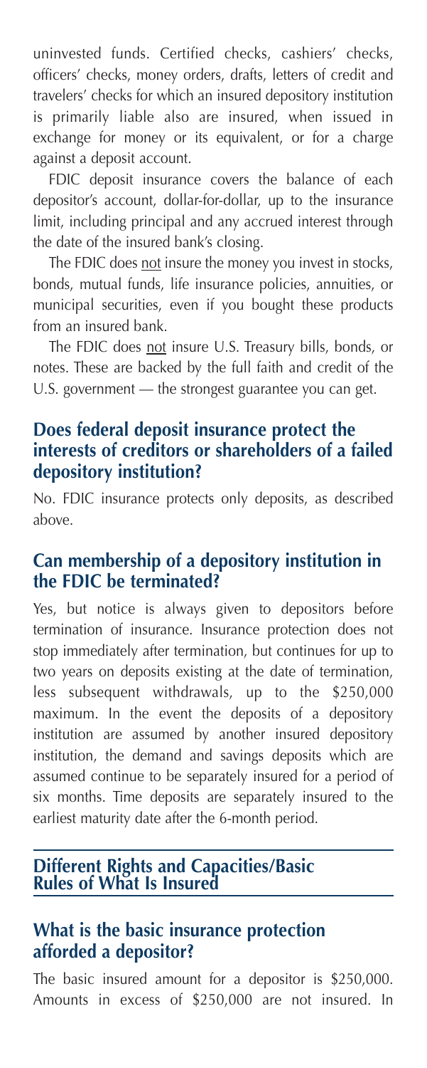uninvested funds. Certified checks, cashiers' checks, officers' checks, money orders, drafts, letters of credit and travelers' checks for which an insured depository institution is primarily liable also are insured, when issued in exchange for money or its equivalent, or for a charge against a deposit account.

FDIC deposit insurance covers the balance of each depositor's account, dollar-for-dollar, up to the insurance limit, including principal and any accrued interest through the date of the insured bank's closing.

The FDIC does not insure the money you invest in stocks, bonds, mutual funds, life insurance policies, annuities, or municipal securities, even if you bought these products from an insured bank.

The FDIC does not insure U.S. Treasury bills, bonds, or notes. These are backed by the full faith and credit of the U.S. government — the strongest guarantee you can get.

### Does federal deposit insurance protect the interests of creditors or shareholders of a failed depository institution?

No. FDIC insurance protects only deposits, as described above.

### Can membership of a depository institution in the FDIC be terminated?

Yes, but notice is always given to depositors before termination of insurance. Insurance protection does not stop immediately after termination, but continues for up to two years on deposits existing at the date of termination, less subsequent withdrawals, up to the $250,000 maximum. In the event the deposits of a depository institution are assumed by another insured depository institution, the demand and savings deposits which are assumed continue to be separately insured for a period of six months. Time deposits are separately insured to the earliest maturity date after the 6-month period.

## Different Rights and Capacities/Basic Rules of What Is Insured

### What is the basic insurance protection afforded a depositor?

The basic insured amount for a depositor is $250,000. Amounts in excess of $250,000 are not insured. In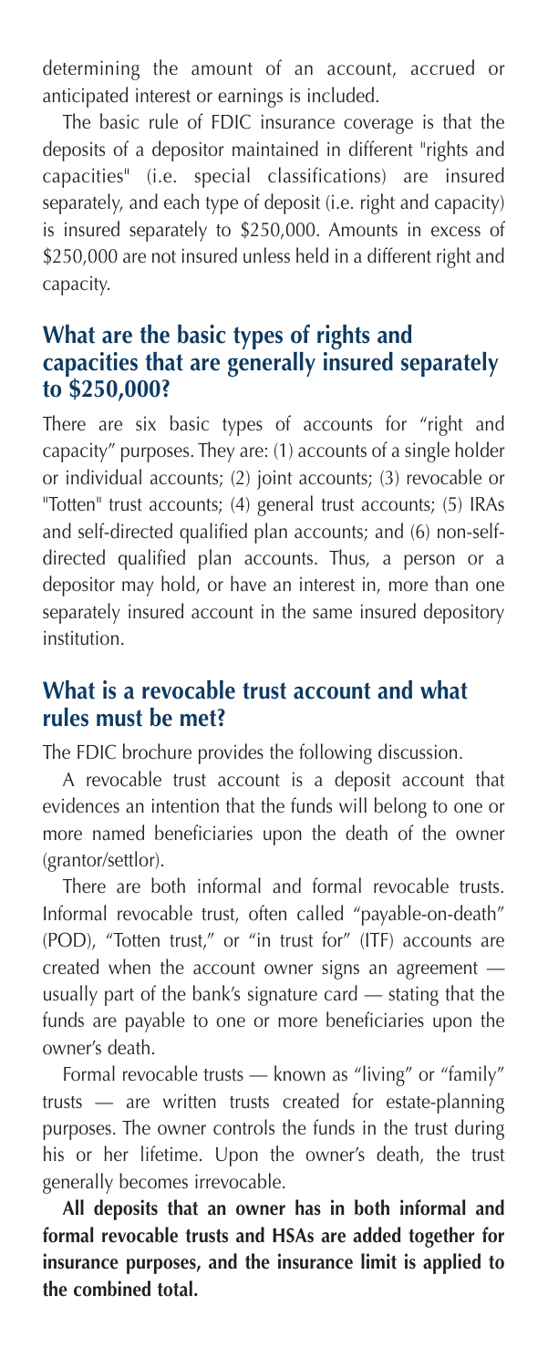determining the amount of an account, accrued or anticipated interest or earnings is included.

The basic rule of FDIC insurance coverage is that the deposits of a depositor maintained in different "rights and capacities" (i.e. special classifications) are insured separately, and each type of deposit (i.e. right and capacity) is insured separately to $250,000. Amounts in excess of $250,000 are not insured unless held in a different right and capacity.

## What are the basic types of rights and capacities that are generally insured separately to $250,000?

There are six basic types of accounts for "right and capacity" purposes. They are: (1) accounts of a single holder or individual accounts; (2) joint accounts; (3) revocable or "Totten" trust accounts; (4) general trust accounts; (5) IRAs and self-directed qualified plan accounts; and (6) non-self-directed qualified plan accounts. Thus, a person or a depositor may hold, or have an interest in, more than one separately insured account in the same insured depository institution.

## What is a revocable trust account and what rules must be met?

The FDIC brochure provides the following discussion.

A revocable trust account is a deposit account that evidences an intention that the funds will belong to one or more named beneficiaries upon the death of the owner (grantor/settlor).

There are both informal and formal revocable trusts. Informal revocable trust, often called "payable-on-death" (POD), "Totten trust," or "in trust for" (ITF) accounts are created when the account owner signs an agreement — usually part of the bank's signature card — stating that the funds are payable to one or more beneficiaries upon the owner's death.

Formal revocable trusts — known as "living" or "family" trusts — are written trusts created for estate-planning purposes. The owner controls the funds in the trust during his or her lifetime. Upon the owner's death, the trust generally becomes irrevocable.

**All deposits that an owner has in both informal and formal revocable trusts and HSAs are added together for insurance purposes, and the insurance limit is applied to the combined total.**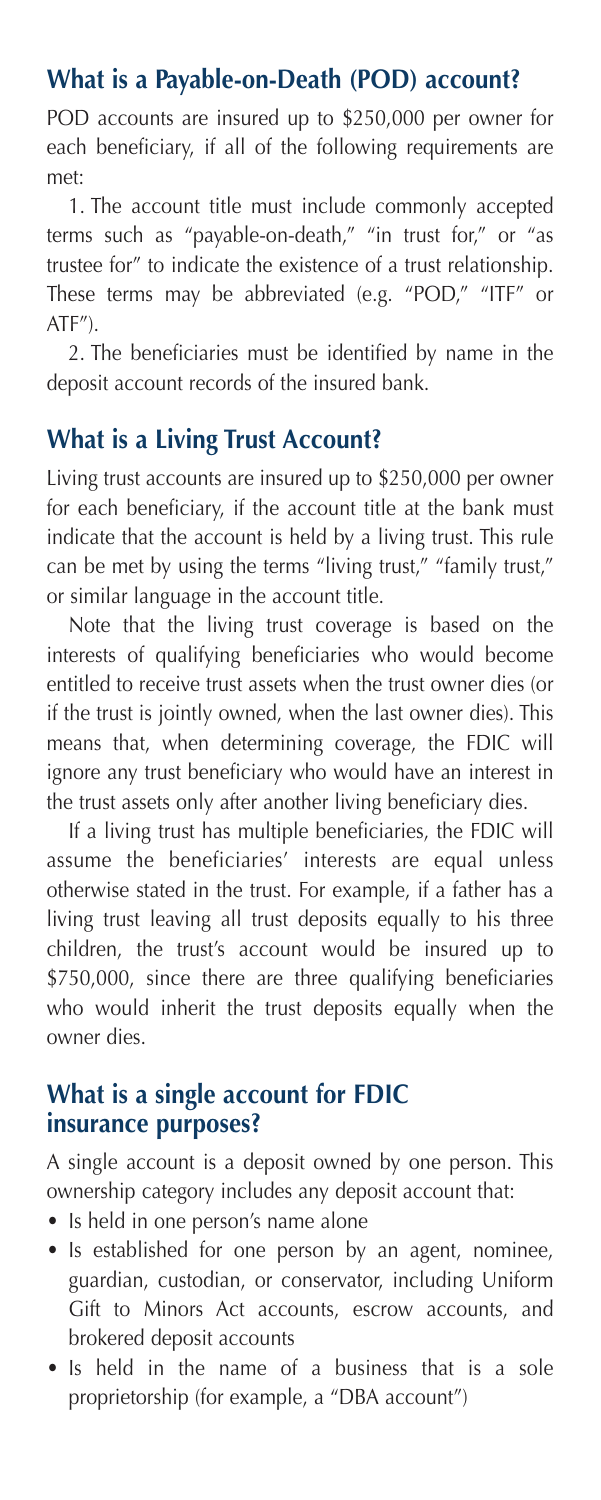## What is a Payable-on-Death (POD) account?

POD accounts are insured up to $250,000 per owner for each beneficiary, if all of the following requirements are met:

1. The account title must include commonly accepted terms such as "payable-on-death," "in trust for," or "as trustee for" to indicate the existence of a trust relationship. These terms may be abbreviated (e.g. "POD," "ITF" or ATF").

2. The beneficiaries must be identified by name in the deposit account records of the insured bank.

## What is a Living Trust Account?

Living trust accounts are insured up to $250,000 per owner for each beneficiary, if the account title at the bank must indicate that the account is held by a living trust. This rule can be met by using the terms "living trust," "family trust," or similar language in the account title.

Note that the living trust coverage is based on the interests of qualifying beneficiaries who would become entitled to receive trust assets when the trust owner dies (or if the trust is jointly owned, when the last owner dies). This means that, when determining coverage, the FDIC will ignore any trust beneficiary who would have an interest in the trust assets only after another living beneficiary dies.

If a living trust has multiple beneficiaries, the FDIC will assume the beneficiaries' interests are equal unless otherwise stated in the trust. For example, if a father has a living trust leaving all trust deposits equally to his three children, the trust's account would be insured up to $750,000, since there are three qualifying beneficiaries who would inherit the trust deposits equally when the owner dies.

## What is a single account for FDIC insurance purposes?

A single account is a deposit owned by one person. This ownership category includes any deposit account that:

- Is held in one person's name alone
- Is established for one person by an agent, nominee, guardian, custodian, or conservator, including Uniform Gift to Minors Act accounts, escrow accounts, and brokered deposit accounts
- Is held in the name of a business that is a sole proprietorship (for example, a "DBA account")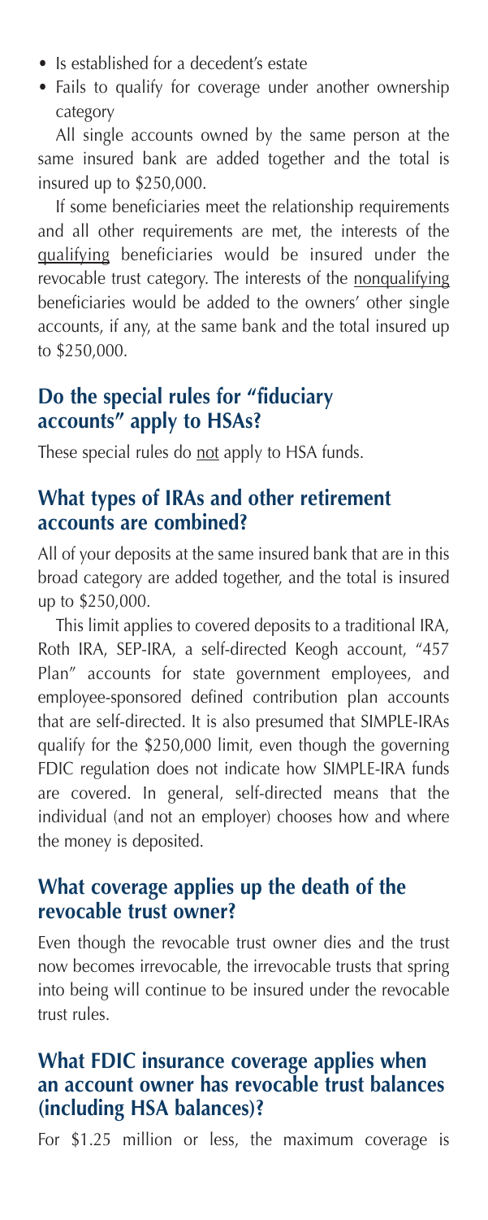- Is established for a decedent's estate
- Fails to qualify for coverage under another ownership category

All single accounts owned by the same person at the same insured bank are added together and the total is insured up to $250,000.

If some beneficiaries meet the relationship requirements and all other requirements are met, the interests of the qualifying beneficiaries would be insured under the revocable trust category. The interests of the nonqualifying beneficiaries would be added to the owners' other single accounts, if any, at the same bank and the total insured up to $250,000.

## Do the special rules for "fiduciary accounts" apply to HSAs?

These special rules do not apply to HSA funds.

## What types of IRAs and other retirement accounts are combined?

All of your deposits at the same insured bank that are in this broad category are added together, and the total is insured up to $250,000.

This limit applies to covered deposits to a traditional IRA, Roth IRA, SEP-IRA, a self-directed Keogh account, "457 Plan" accounts for state government employees, and employee-sponsored defined contribution plan accounts that are self-directed. It is also presumed that SIMPLE-IRAs qualify for the $250,000 limit, even though the governing FDIC regulation does not indicate how SIMPLE-IRA funds are covered. In general, self-directed means that the individual (and not an employer) chooses how and where the money is deposited.

## What coverage applies up the death of the revocable trust owner?

Even though the revocable trust owner dies and the trust now becomes irrevocable, the irrevocable trusts that spring into being will continue to be insured under the revocable trust rules.

## What FDIC insurance coverage applies when an account owner has revocable trust balances (including HSA balances)?

For $1.25 million or less, the maximum coverage is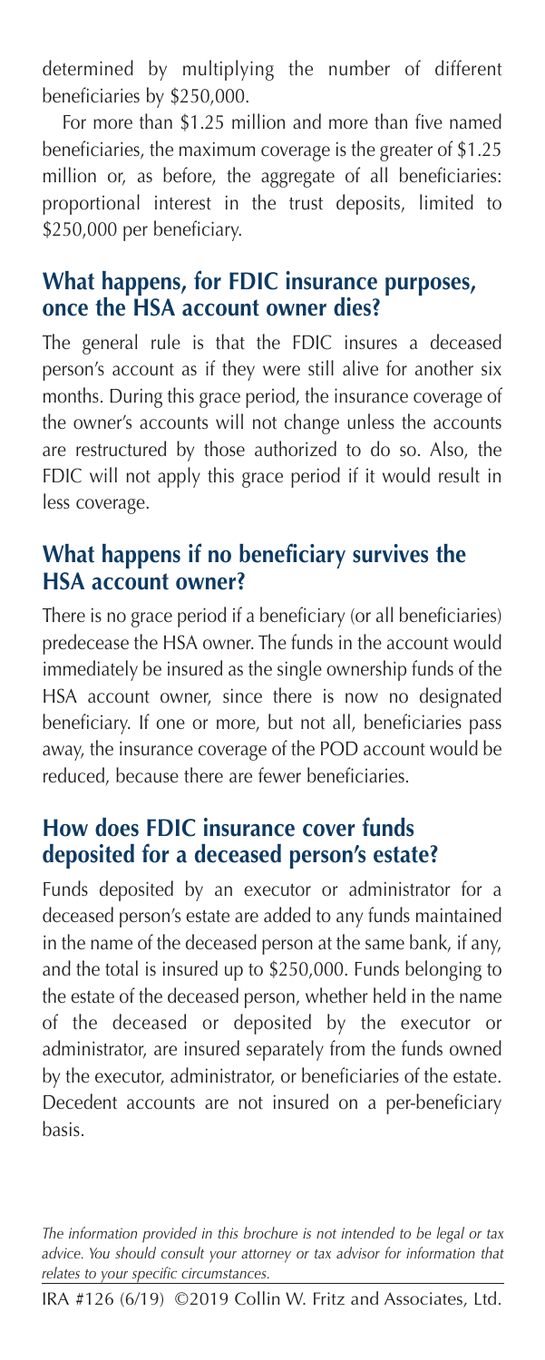determined by multiplying the number of different beneficiaries by $250,000.

For more than $1.25 million and more than five named beneficiaries, the maximum coverage is the greater of $1.25 million or, as before, the aggregate of all beneficiaries: proportional interest in the trust deposits, limited to $250,000 per beneficiary.

## What happens, for FDIC insurance purposes, once the HSA account owner dies?

The general rule is that the FDIC insures a deceased person's account as if they were still alive for another six months. During this grace period, the insurance coverage of the owner's accounts will not change unless the accounts are restructured by those authorized to do so. Also, the FDIC will not apply this grace period if it would result in less coverage.

## What happens if no beneficiary survives the HSA account owner?

There is no grace period if a beneficiary (or all beneficiaries) predecease the HSA owner. The funds in the account would immediately be insured as the single ownership funds of the HSA account owner, since there is now no designated beneficiary. If one or more, but not all, beneficiaries pass away, the insurance coverage of the POD account would be reduced, because there are fewer beneficiaries.

## How does FDIC insurance cover funds deposited for a deceased person's estate?

Funds deposited by an executor or administrator for a deceased person's estate are added to any funds maintained in the name of the deceased person at the same bank, if any, and the total is insured up to $250,000. Funds belonging to the estate of the deceased person, whether held in the name of the deceased or deposited by the executor or administrator, are insured separately from the funds owned by the executor, administrator, or beneficiaries of the estate. Decedent accounts are not insured on a per-beneficiary basis.

*The information provided in this brochure is not intended to be legal or tax advice. You should consult your attorney or tax advisor for information that relates to your specific circumstances.*

IRA #126 (6/19) ©2019 Collin W. Fritz and Associates, Ltd.